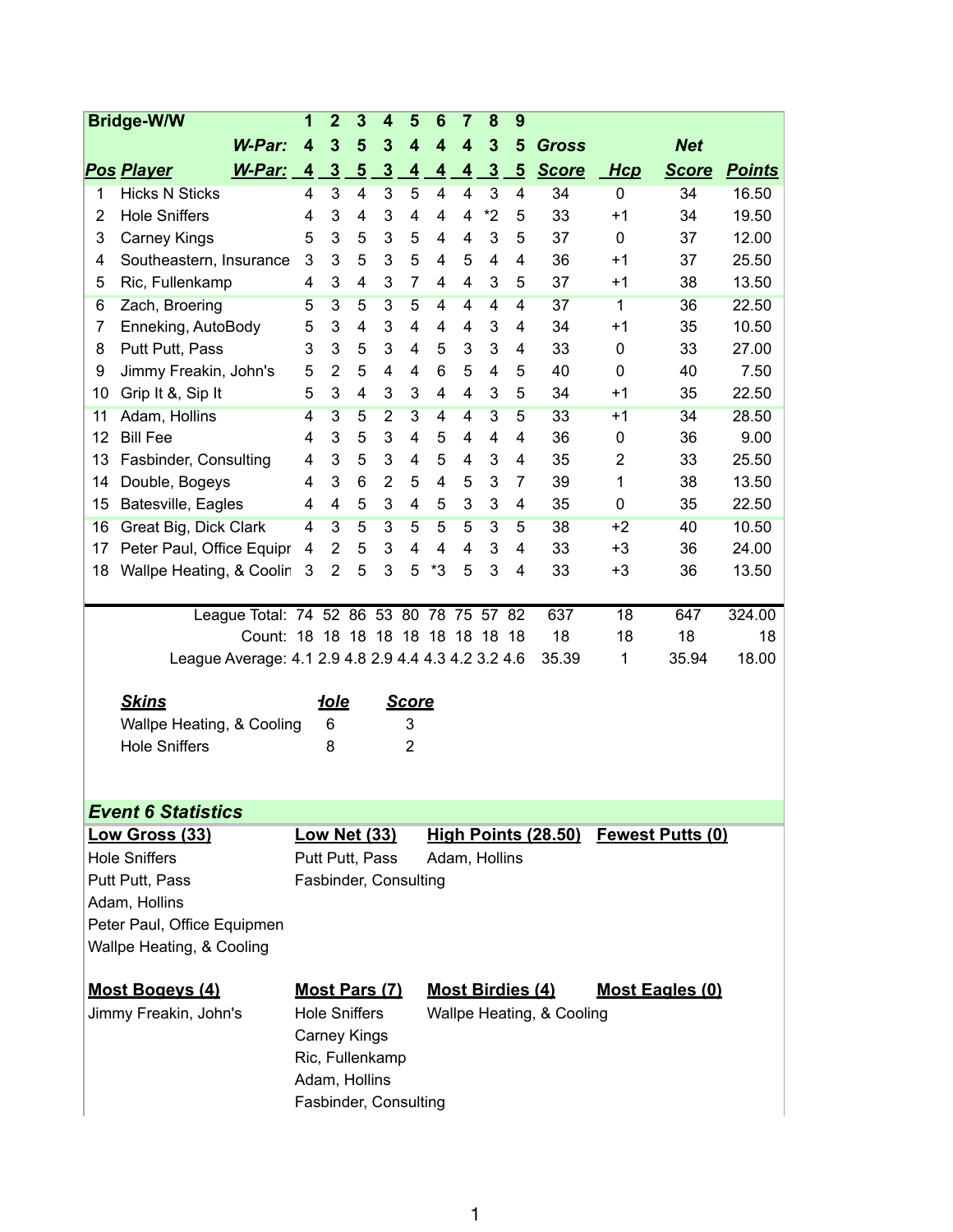| Bridge-W/W | | 1 | 2 | 3 | 4 | 5 | 6 | 7 | 8 | 9 | | | | |
|---|---|---|---|---|---|---|---|---|---|---|---|---|---|---|
| | W-Par: | 4 | 3 | 5 | 3 | 4 | 4 | 4 | 3 | 5 | Gross | | Net | |
| **Pos** | **Player** W-Par: | 4 | 3 | 5 | 3 | 4 | 4 | 4 | 3 | 5 | **Score** | **Hcp** | **Score** | **Points** |
| 1 | Hicks N Sticks | 4 | 3 | 4 | 3 | 5 | 4 | 4 | 3 | 4 | 34 | 0 | 34 | 16.50 |
| 2 | Hole Sniffers | 4 | 3 | 4 | 3 | 4 | 4 | 4 | *2 | 5 | 33 | +1 | 34 | 19.50 |
| 3 | Carney Kings | 5 | 3 | 5 | 3 | 5 | 4 | 4 | 3 | 5 | 37 | 0 | 37 | 12.00 |
| 4 | Southeastern, Insurance | 3 | 3 | 5 | 3 | 5 | 4 | 5 | 4 | 4 | 36 | +1 | 37 | 25.50 |
| 5 | Ric, Fullenkamp | 4 | 3 | 4 | 3 | 7 | 4 | 4 | 3 | 5 | 37 | +1 | 38 | 13.50 |
| 6 | Zach, Broering | 5 | 3 | 5 | 3 | 5 | 4 | 4 | 4 | 4 | 37 | 1 | 36 | 22.50 |
| 7 | Enneking, AutoBody | 5 | 3 | 4 | 3 | 4 | 4 | 4 | 3 | 4 | 34 | +1 | 35 | 10.50 |
| 8 | Putt Putt, Pass | 3 | 3 | 5 | 3 | 4 | 5 | 3 | 3 | 4 | 33 | 0 | 33 | 27.00 |
| 9 | Jimmy Freakin, John's | 5 | 2 | 5 | 4 | 4 | 6 | 5 | 4 | 5 | 40 | 0 | 40 | 7.50 |
| 10 | Grip It &, Sip It | 5 | 3 | 4 | 3 | 3 | 4 | 4 | 3 | 5 | 34 | +1 | 35 | 22.50 |
| 11 | Adam, Hollins | 4 | 3 | 5 | 2 | 3 | 4 | 4 | 3 | 5 | 33 | +1 | 34 | 28.50 |
| 12 | Bill Fee | 4 | 3 | 5 | 3 | 4 | 5 | 4 | 4 | 4 | 36 | 0 | 36 | 9.00 |
| 13 | Fasbinder, Consulting | 4 | 3 | 5 | 3 | 4 | 5 | 4 | 3 | 4 | 35 | 2 | 33 | 25.50 |
| 14 | Double, Bogeys | 4 | 3 | 6 | 2 | 5 | 4 | 5 | 3 | 7 | 39 | 1 | 38 | 13.50 |
| 15 | Batesville, Eagles | 4 | 4 | 5 | 3 | 4 | 5 | 3 | 3 | 4 | 35 | 0 | 35 | 22.50 |
| 16 | Great Big, Dick Clark | 4 | 3 | 5 | 3 | 5 | 5 | 5 | 3 | 5 | 38 | +2 | 40 | 10.50 |
| 17 | Peter Paul, Office Equipr | 4 | 2 | 5 | 3 | 4 | 4 | 4 | 3 | 4 | 33 | +3 | 36 | 24.00 |
| 18 | Wallpe Heating, & Coolin | 3 | 2 | 5 | 3 | 5 | *3 | 5 | 3 | 4 | 33 | +3 | 36 | 13.50 |
| | League Total: | 74 | 52 | 86 | 53 | 80 | 78 | 75 | 57 | 82 | 637 | 18 | 647 | 324.00 |
| | Count: | 18 | 18 | 18 | 18 | 18 | 18 | 18 | 18 | 18 | 18 | 18 | 18 | 18 |
| | League Average: | 4.1 | 2.9 | 4.8 | 2.9 | 4.4 | 4.3 | 4.2 | 3.2 | 4.6 | 35.39 | 1 | 35.94 | 18.00 |

| ***Skins*** | ***Hole*** | ***Score*** |
|---|---|---|
| Wallpe Heating, & Cooling | 6 | 3 |
| Hole Sniffers | 8 | 2 |

## *Event 6 Statistics*

| **Low Gross (33)** | **Low Net (33)** | **High Points (28.50)** | **Fewest Putts (0)** |
|---|---|---|---|
| Hole Sniffers | Putt Putt, Pass | Adam, Hollins | |
| Putt Putt, Pass | Fasbinder, Consulting | | |
| Adam, Hollins | | | |
| Peter Paul, Office Equipmen | | | |
| Wallpe Heating, & Cooling | | | |

| **Most Bogeys (4)** | **Most Pars (7)** | **Most Birdies (4)** | **Most Eagles (0)** |
|---|---|---|---|
| Jimmy Freakin, John's | Hole Sniffers | Wallpe Heating, & Cooling | |
| | Carney Kings | | |
| | Ric, Fullenkamp | | |
| | Adam, Hollins | | |
| | Fasbinder, Consulting | | |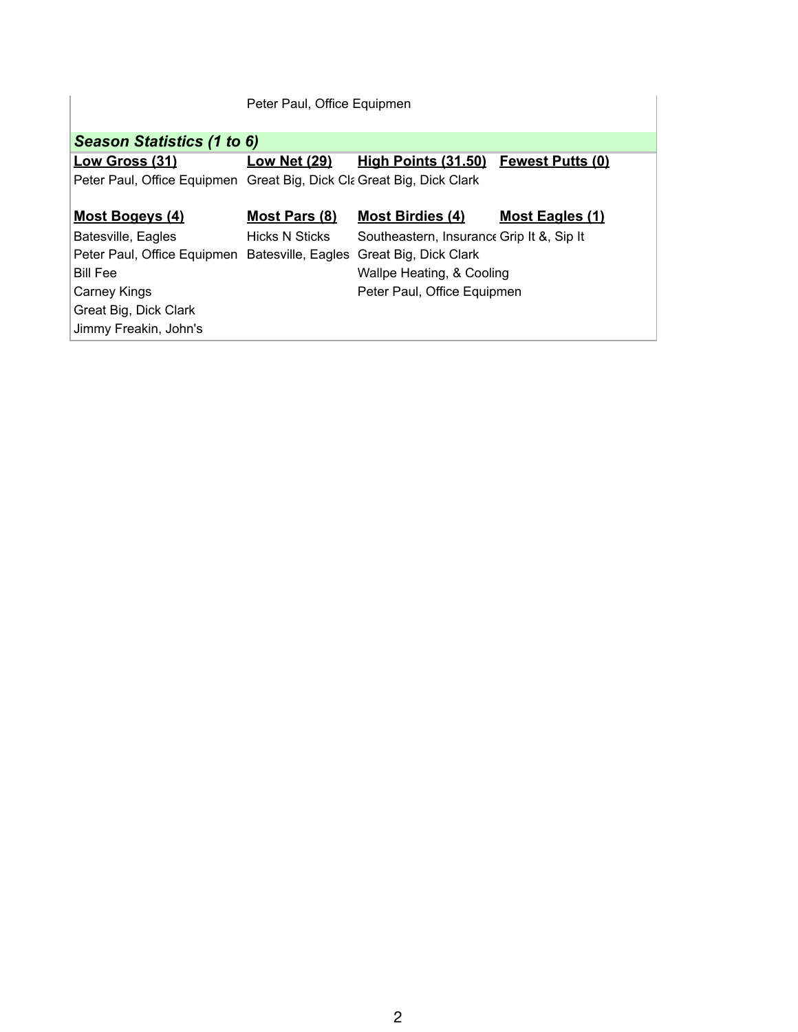| | Peter Paul, Office Equipmen | | |
|---|---|---|---|

***Season Statistics (1 to 6)***

| Low Gross (31) | Low Net (29) | High Points (31.50) | Fewest Putts (0) |
|---|---|---|---|
| Peter Paul, Office Equipmen | Great Big, Dick Cla | Great Big, Dick Clark | |

| Most Bogeys (4) | Most Pars (8) | Most Birdies (4) | Most Eagles (1) |
|---|---|---|---|
| Batesville, Eagles | Hicks N Sticks | Southeastern, Insurance | Grip It &, Sip It |
| Peter Paul, Office Equipmen | Batesville, Eagles | Great Big, Dick Clark | |
| Bill Fee | | Wallpe Heating, & Cooling | |
| Carney Kings | | Peter Paul, Office Equipmen | |
| Great Big, Dick Clark | | | |
| Jimmy Freakin, John's | | | |